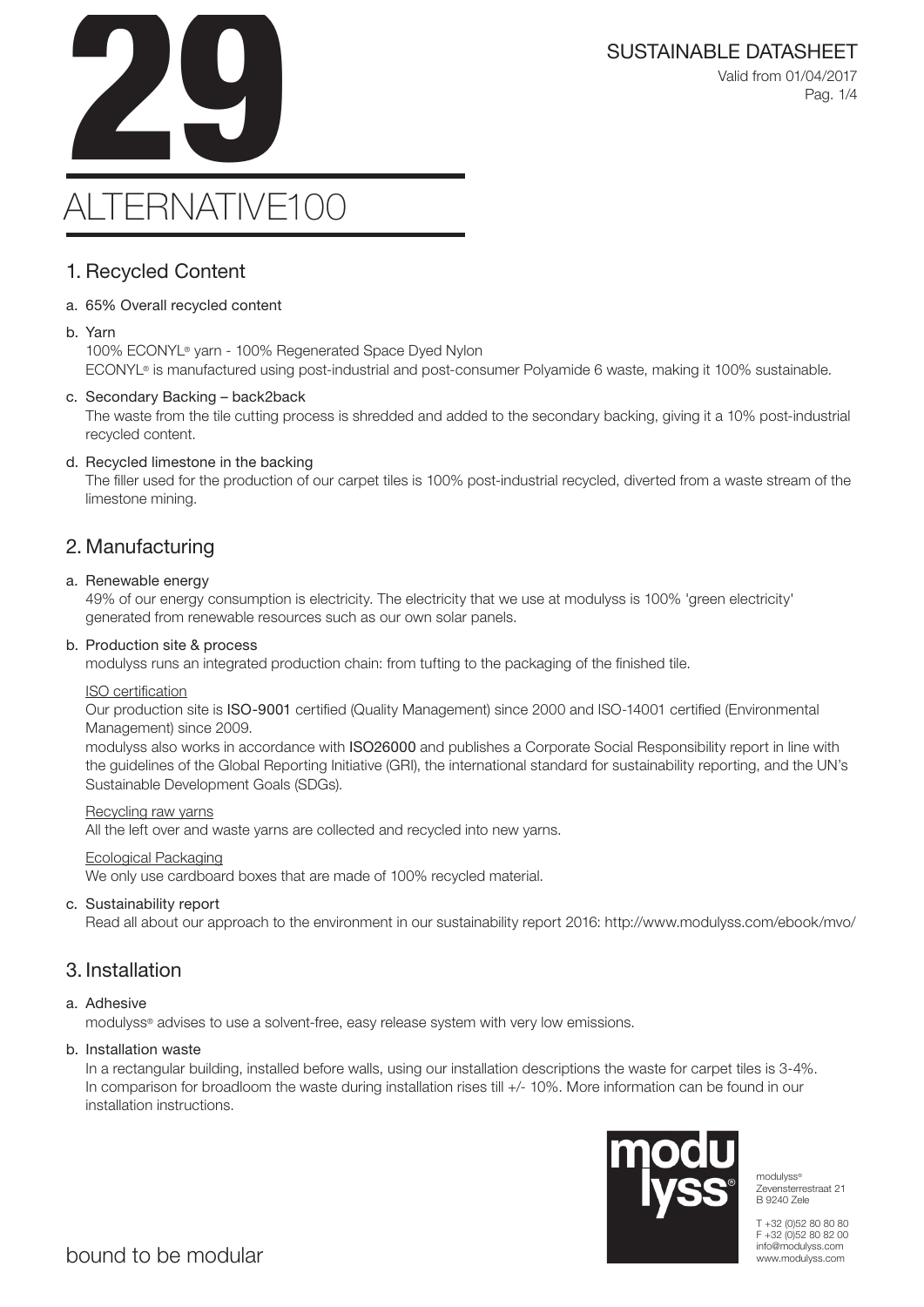# 29

# ALTERNATIVE100

SUSTAINABLE DATASHEET

Valid from 01/04/2017

## 1. Recycled Content

a. 65% Overall recycled content

b. Yarn

100% ECONYL® yarn - 100% Regenerated Space Dyed Nylon

ECONYL® is manufactured using post-industrial and post-consumer Polyamide 6 waste, making it 100% sustainable.

c. Secondary Backing – back2back

The waste from the tile cutting process is shredded and added to the secondary backing, giving it a 10% post-industrial recycled content.

d. Recycled limestone in the backing

The filler used for the production of our carpet tiles is 100% post-industrial recycled, diverted from a waste stream of the limestone mining.

## 2. Manufacturing

a. Renewable energy

49% of our energy consumption is electricity. The electricity that we use at modulyss is 100% 'green electricity' generated from renewable resources such as our own solar panels.

b. Production site & process

modulyss runs an integrated production chain: from tufting to the packaging of the finished tile.

ISO certification

Our production site is **ISO-9001** certified (Quality Management) since 2000 and ISO-14001 certified (Environmental Management) since 2009.

modulyss also works in accordance with **ISO26000** and publishes a Corporate Social Responsibility report in line with the guidelines of the Global Reporting Initiative (GRI), the international standard for sustainability reporting, and the UN's Sustainable Development Goals (SDGs).

Recycling raw yarns

All the left over and waste yarns are collected and recycled into new yarns.

Ecological Packaging

We only use cardboard boxes that are made of 100% recycled material.

c. Sustainability report

Read all about our approach to the environment in our sustainability report 2016: http://www.modulyss.com/ebook/mvo/

## 3. Installation

a. Adhesive

modulyss® advises to use a solvent-free, easy release system with very low emissions.

b. Installation waste

In a rectangular building, installed before walls, using our installation descriptions the waste for carpet tiles is 3-4%. In comparison for broadloom the waste during installation rises till +/- 10%. More information can be found in our installation instructions.

modulyss®
Zevensterrestraat 21
B 9240 Zele

T +32 (0)52 80 80 80
F +32 (0)52 80 82 00
info@modulyss.com
www.modulyss.com

bound to be modular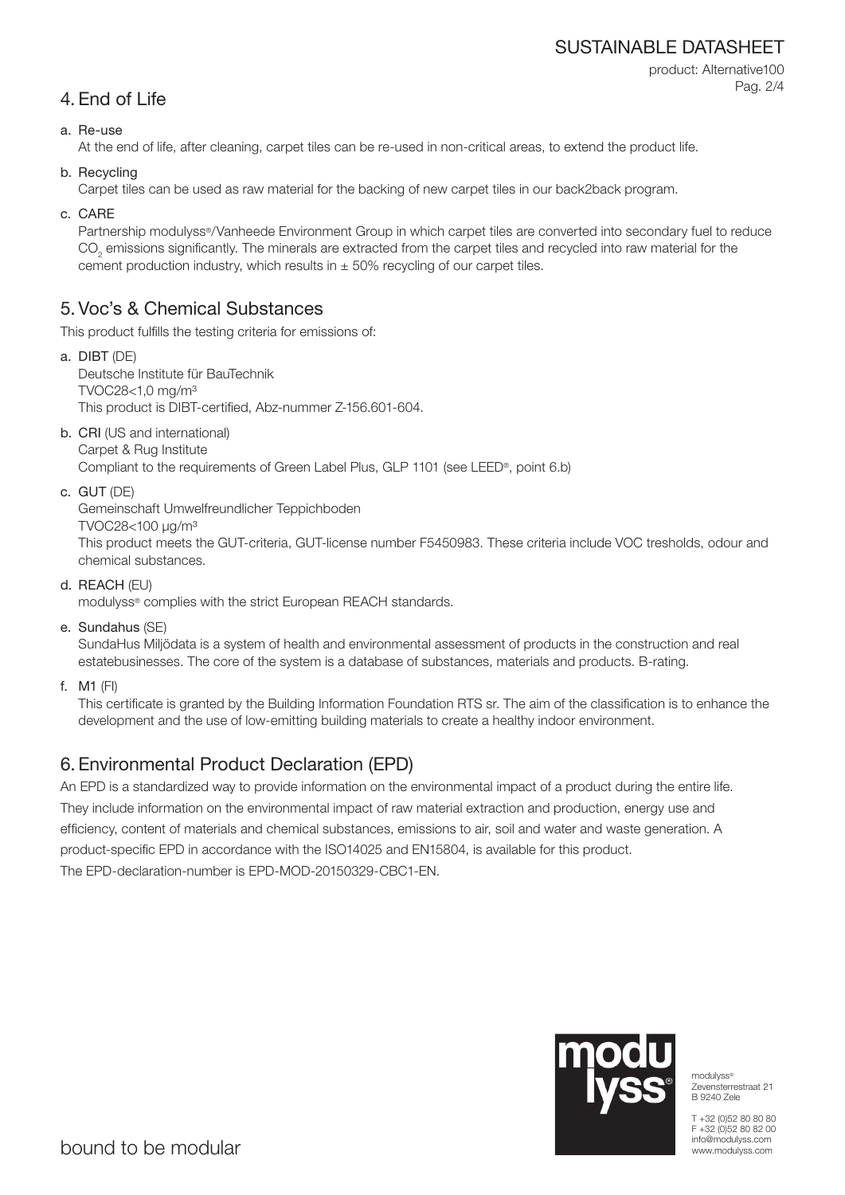## 4. End of Life

a. Re-use
At the end of life, after cleaning, carpet tiles can be re-used in non-critical areas, to extend the product life.

b. Recycling
Carpet tiles can be used as raw material for the backing of new carpet tiles in our back2back program.

c. CARE
Partnership modulyss®/Vanheede Environment Group in which carpet tiles are converted into secondary fuel to reduce $CO_2$ emissions significantly. The minerals are extracted from the carpet tiles and recycled into raw material for the cement production industry, which results in ± 50% recycling of our carpet tiles.

## 5. Voc's & Chemical Substances

This product fulfills the testing criteria for emissions of:

a. **DIBT** (DE)
Deutsche Institute für BauTechnik
TVOC28<1,0 mg/m³
This product is DIBT-certified, Abz-nummer Z-156.601-604.

b. **CRI** (US and international)
Carpet & Rug Institute
Compliant to the requirements of Green Label Plus, GLP 1101 (see LEED®, point 6.b)

c. **GUT** (DE)
Gemeinschaft Umwelfreundlicher Teppichboden
TVOC28<100 µg/m³
This product meets the GUT-criteria, GUT-license number F5450983. These criteria include VOC tresholds, odour and chemical substances.

d. **REACH** (EU)
modulyss® complies with the strict European REACH standards.

e. **Sundahus** (SE)
SundaHus Miljödata is a system of health and environmental assessment of products in the construction and real estatebusinesses. The core of the system is a database of substances, materials and products. B-rating.

f. **M1** (FI)
This certificate is granted by the Building Information Foundation RTS sr. The aim of the classification is to enhance the development and the use of low-emitting building materials to create a healthy indoor environment.

## 6. Environmental Product Declaration (EPD)

An EPD is a standardized way to provide information on the environmental impact of a product during the entire life. They include information on the environmental impact of raw material extraction and production, energy use and efficiency, content of materials and chemical substances, emissions to air, soil and water and waste generation. A product-specific EPD in accordance with the ISO14025 and EN15804, is available for this product.
The EPD-declaration-number is EPD-MOD-20150329-CBC1-EN.

modulyss®
Zevensterrestraat 21
B 9240 Zele

T +32 (0)52 80 80 80
F +32 (0)52 80 82 00
info@modulyss.com
www.modulyss.com

bound to be modular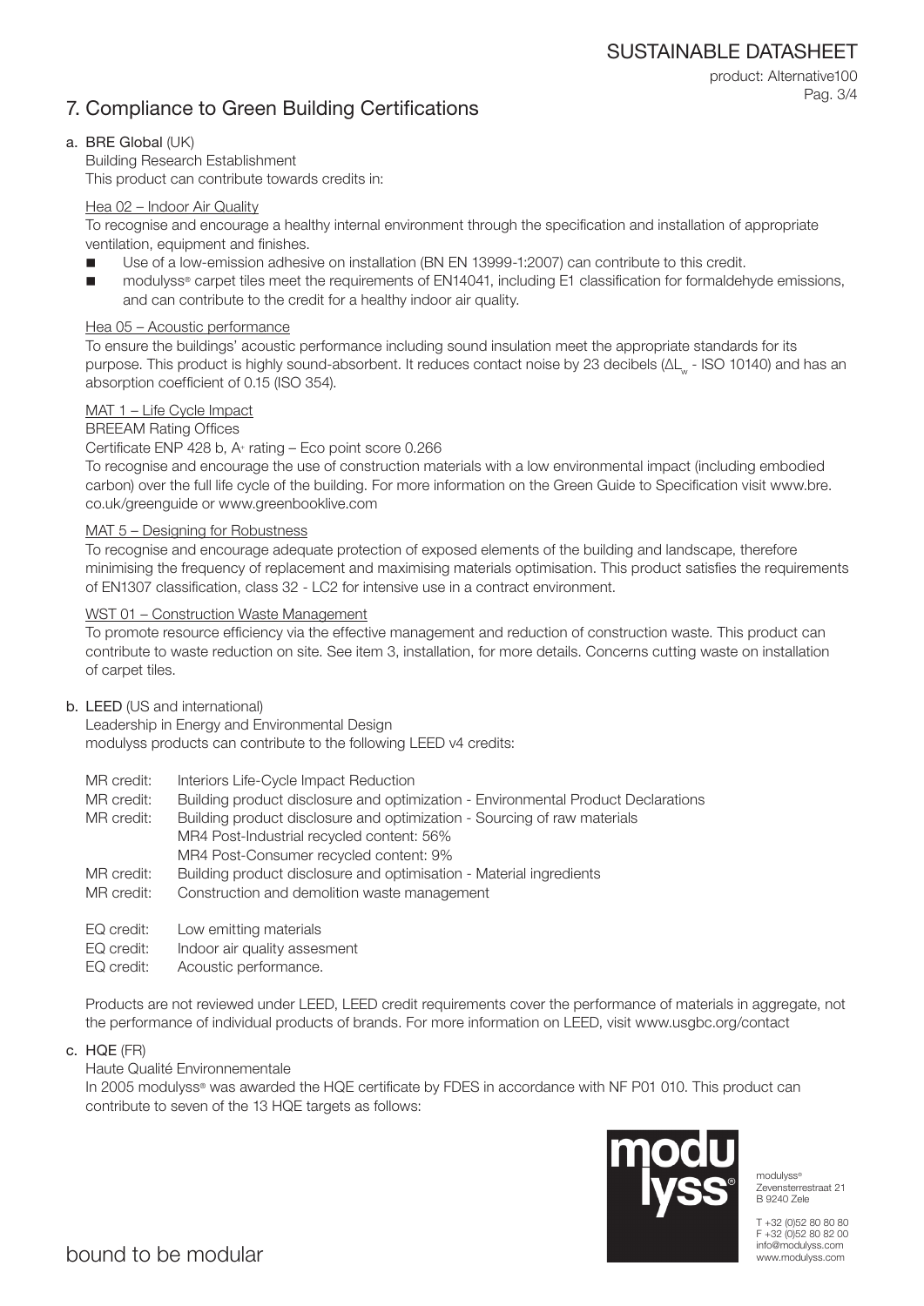# 7. Compliance to Green Building Certifications

## a. BRE Global (UK)

Building Research Establishment
This product can contribute towards credits in:

### Hea 02 – Indoor Air Quality

To recognise and encourage a healthy internal environment through the specification and installation of appropriate ventilation, equipment and finishes.

- Use of a low-emission adhesive on installation (BN EN 13999-1:2007) can contribute to this credit.
- modulyss® carpet tiles meet the requirements of EN14041, including E1 classification for formaldehyde emissions, and can contribute to the credit for a healthy indoor air quality.

### Hea 05 – Acoustic performance

To ensure the buildings' acoustic performance including sound insulation meet the appropriate standards for its purpose. This product is highly sound-absorbent. It reduces contact noise by 23 decibels ($\Delta L_w$ - ISO 10140) and has an absorption coefficient of 0.15 (ISO 354).

### MAT 1 – Life Cycle Impact

BREEAM Rating Offices
Certificate ENP 428 b, A+ rating – Eco point score 0.266
To recognise and encourage the use of construction materials with a low environmental impact (including embodied carbon) over the full life cycle of the building. For more information on the Green Guide to Specification visit www.bre.co.uk/greenguide or www.greenbooklive.com

### MAT 5 – Designing for Robustness

To recognise and encourage adequate protection of exposed elements of the building and landscape, therefore minimising the frequency of replacement and maximising materials optimisation. This product satisfies the requirements of EN1307 classification, class 32 - LC2 for intensive use in a contract environment.

### WST 01 – Construction Waste Management

To promote resource efficiency via the effective management and reduction of construction waste. This product can contribute to waste reduction on site. See item 3, installation, for more details. Concerns cutting waste on installation of carpet tiles.

## b. LEED (US and international)

Leadership in Energy and Environmental Design
modulyss products can contribute to the following LEED v4 credits:

MR credit: Interiors Life-Cycle Impact Reduction
MR credit: Building product disclosure and optimization - Environmental Product Declarations
MR credit: Building product disclosure and optimization - Sourcing of raw materials
MR4 Post-Industrial recycled content: 56%
MR4 Post-Consumer recycled content: 9%
MR credit: Building product disclosure and optimisation - Material ingredients
MR credit: Construction and demolition waste management

EQ credit: Low emitting materials
EQ credit: Indoor air quality assesment
EQ credit: Acoustic performance.

Products are not reviewed under LEED, LEED credit requirements cover the performance of materials in aggregate, not the performance of individual products of brands. For more information on LEED, visit www.usgbc.org/contact

## c. HQE (FR)

Haute Qualité Environnementale
In 2005 modulyss® was awarded the HQE certificate by FDES in accordance with NF P01 010. This product can contribute to seven of the 13 HQE targets as follows: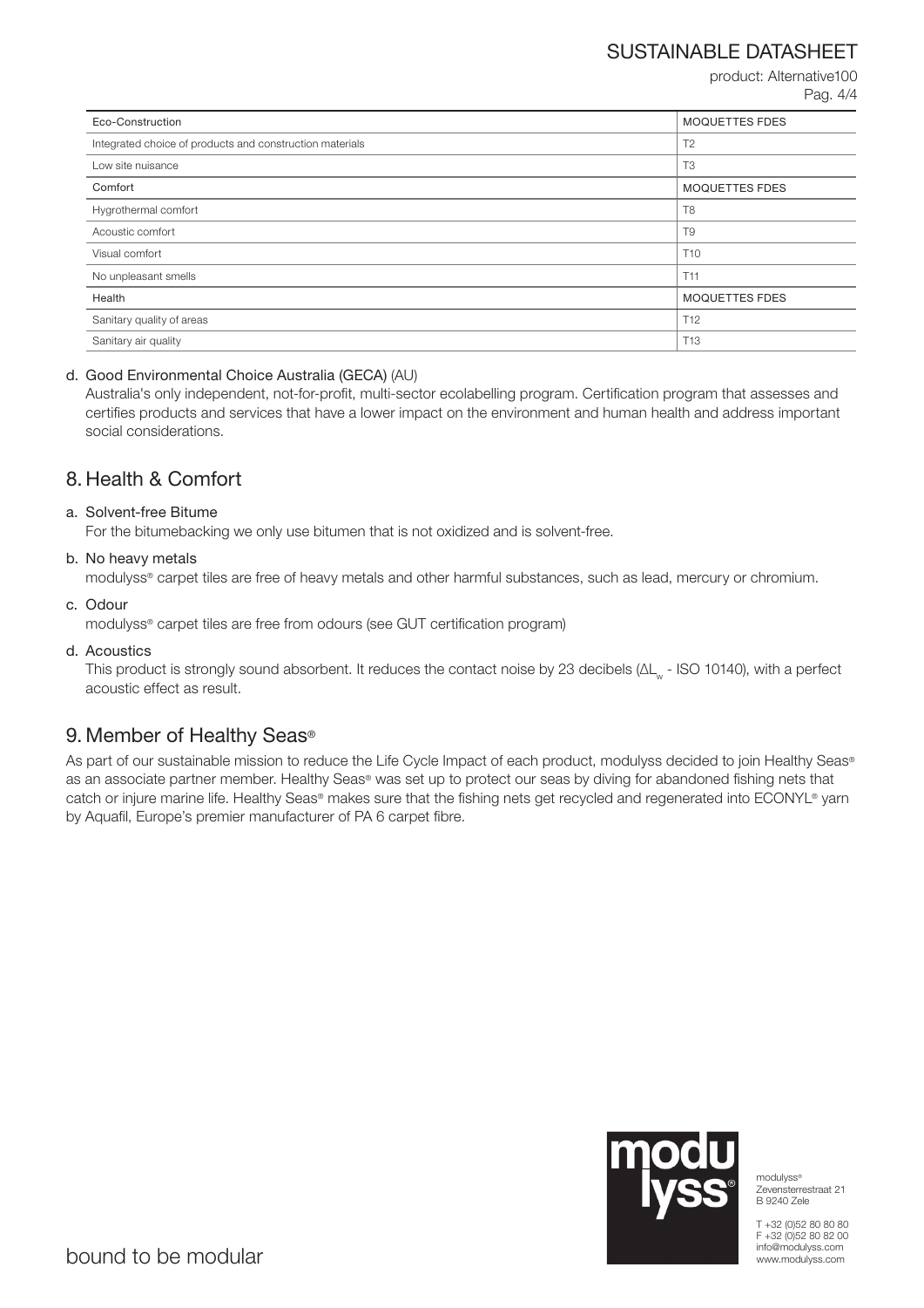| Eco-Construction | MOQUETTES FDES |
| --- | --- |
| Integrated choice of products and construction materials | T2 |
| Low site nuisance | T3 |
| **Comfort** | **MOQUETTES FDES** |
| Hygrothermal comfort | T8 |
| Acoustic comfort | T9 |
| Visual comfort | T10 |
| No unpleasant smells | T11 |
| **Health** | **MOQUETTES FDES** |
| Sanitary quality of areas | T12 |
| Sanitary air quality | T13 |

d. Good Environmental Choice Australia (GECA) (AU)

Australia's only independent, not-for-profit, multi-sector ecolabelling program. Certification program that assesses and certifies products and services that have a lower impact on the environment and human health and address important social considerations.

## 8. Health & Comfort

a. Solvent-free Bitume

For the bitumebacking we only use bitumen that is not oxidized and is solvent-free.

b. No heavy metals

modulyss® carpet tiles are free of heavy metals and other harmful substances, such as lead, mercury or chromium.

c. Odour

modulyss® carpet tiles are free from odours (see GUT certification program)

d. Acoustics

This product is strongly sound absorbent. It reduces the contact noise by 23 decibels ($\Delta L_w$ - ISO 10140), with a perfect acoustic effect as result.

## 9. Member of Healthy Seas®

As part of our sustainable mission to reduce the Life Cycle Impact of each product, modulyss decided to join Healthy Seas® as an associate partner member. Healthy Seas® was set up to protect our seas by diving for abandoned fishing nets that catch or injure marine life. Healthy Seas® makes sure that the fishing nets get recycled and regenerated into ECONYL® yarn by Aquafil, Europe's premier manufacturer of PA 6 carpet fibre.

bound to be modular

modulyss®
Zevensterrestraat 21
B 9240 Zele

T +32 (0)52 80 80 80
F +32 (0)52 80 82 00
info@modulyss.com
www.modulyss.com